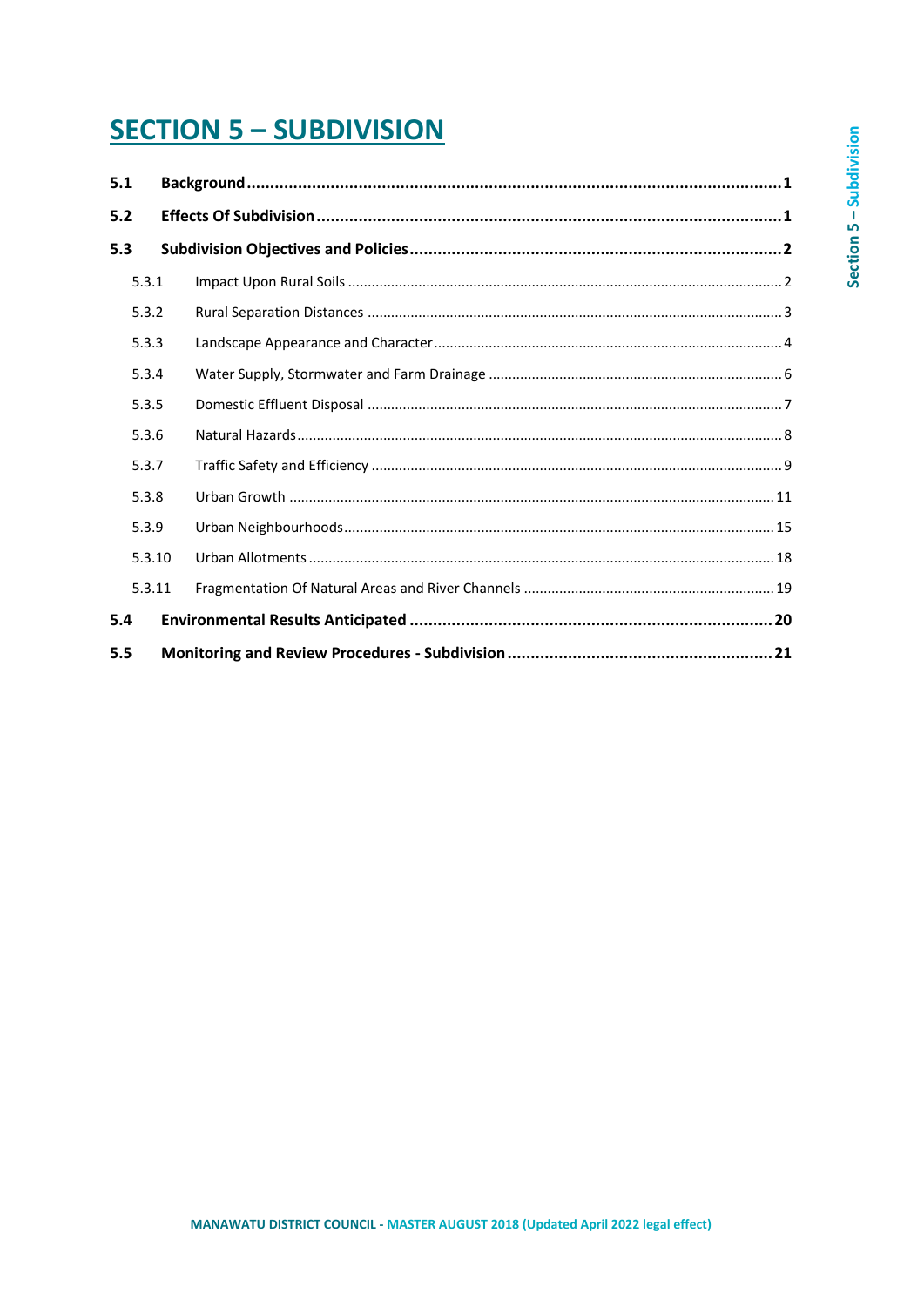# SECTION 5 – SUBDIVISION

| | | |
|---|---|---|
| **5.1** | **Background** | **1** |
| **5.2** | **Effects Of Subdivision** | **1** |
| **5.3** | **Subdivision Objectives and Policies** | **2** |
| 5.3.1 | Impact Upon Rural Soils | 2 |
| 5.3.2 | Rural Separation Distances | 3 |
| 5.3.3 | Landscape Appearance and Character | 4 |
| 5.3.4 | Water Supply, Stormwater and Farm Drainage | 6 |
| 5.3.5 | Domestic Effluent Disposal | 7 |
| 5.3.6 | Natural Hazards | 8 |
| 5.3.7 | Traffic Safety and Efficiency | 9 |
| 5.3.8 | Urban Growth | 11 |
| 5.3.9 | Urban Neighbourhoods | 15 |
| 5.3.10 | Urban Allotments | 18 |
| 5.3.11 | Fragmentation Of Natural Areas and River Channels | 19 |
| **5.4** | **Environmental Results Anticipated** | **20** |
| **5.5** | **Monitoring and Review Procedures - Subdivision** | **21** |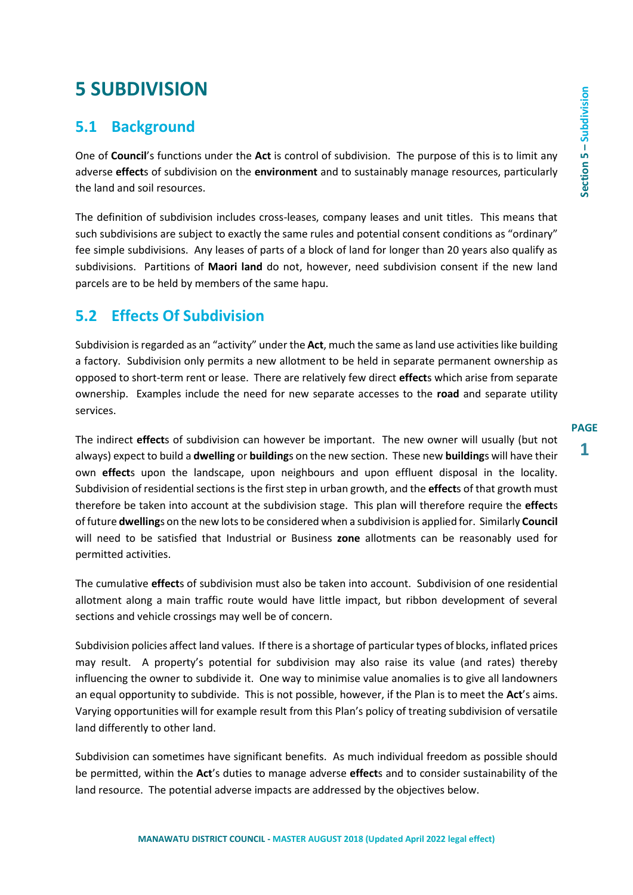# 5 SUBDIVISION

## 5.1 Background

One of **Council**'s functions under the **Act** is control of subdivision. The purpose of this is to limit any adverse **effect**s of subdivision on the **environment** and to sustainably manage resources, particularly the land and soil resources.

The definition of subdivision includes cross-leases, company leases and unit titles. This means that such subdivisions are subject to exactly the same rules and potential consent conditions as "ordinary" fee simple subdivisions. Any leases of parts of a block of land for longer than 20 years also qualify as subdivisions. Partitions of **Maori land** do not, however, need subdivision consent if the new land parcels are to be held by members of the same hapu.

## 5.2 Effects Of Subdivision

Subdivision is regarded as an "activity" under the **Act**, much the same as land use activities like building a factory. Subdivision only permits a new allotment to be held in separate permanent ownership as opposed to short-term rent or lease. There are relatively few direct **effect**s which arise from separate ownership. Examples include the need for new separate accesses to the **road** and separate utility services.

The indirect **effect**s of subdivision can however be important. The new owner will usually (but not always) expect to build a **dwelling** or **building**s on the new section. These new **building**s will have their own **effect**s upon the landscape, upon neighbours and upon effluent disposal in the locality. Subdivision of residential sections is the first step in urban growth, and the **effect**s of that growth must therefore be taken into account at the subdivision stage. This plan will therefore require the **effect**s of future **dwelling**s on the new lots to be considered when a subdivision is applied for. Similarly **Council** will need to be satisfied that Industrial or Business **zone** allotments can be reasonably used for permitted activities.

The cumulative **effect**s of subdivision must also be taken into account. Subdivision of one residential allotment along a main traffic route would have little impact, but ribbon development of several sections and vehicle crossings may well be of concern.

Subdivision policies affect land values. If there is a shortage of particular types of blocks, inflated prices may result. A property's potential for subdivision may also raise its value (and rates) thereby influencing the owner to subdivide it. One way to minimise value anomalies is to give all landowners an equal opportunity to subdivide. This is not possible, however, if the Plan is to meet the **Act**'s aims. Varying opportunities will for example result from this Plan's policy of treating subdivision of versatile land differently to other land.

Subdivision can sometimes have significant benefits. As much individual freedom as possible should be permitted, within the **Act**'s duties to manage adverse **effect**s and to consider sustainability of the land resource. The potential adverse impacts are addressed by the objectives below.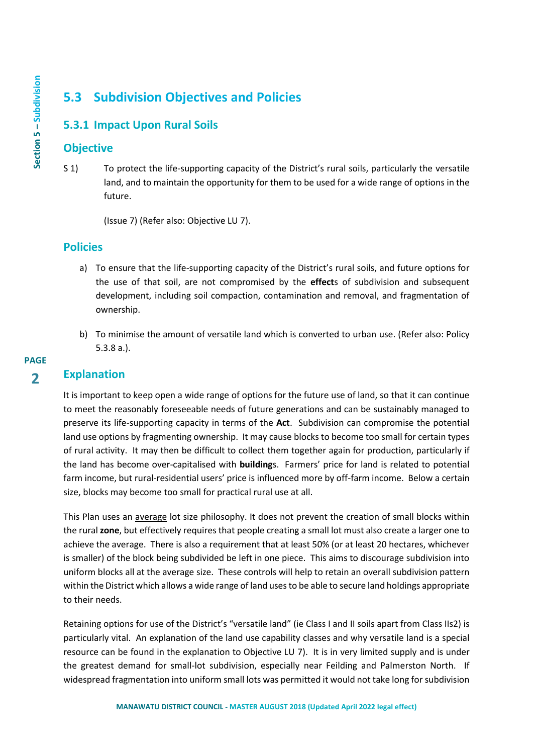## 5.3 Subdivision Objectives and Policies

### 5.3.1 Impact Upon Rural Soils

### Objective

S 1) To protect the life-supporting capacity of the District's rural soils, particularly the versatile land, and to maintain the opportunity for them to be used for a wide range of options in the future.

(Issue 7) (Refer also: Objective LU 7).

### Policies

a) To ensure that the life-supporting capacity of the District's rural soils, and future options for the use of that soil, are not compromised by the **effect**s of subdivision and subsequent development, including soil compaction, contamination and removal, and fragmentation of ownership.

b) To minimise the amount of versatile land which is converted to urban use. (Refer also: Policy 5.3.8 a.).

### Explanation

It is important to keep open a wide range of options for the future use of land, so that it can continue to meet the reasonably foreseeable needs of future generations and can be sustainably managed to preserve its life-supporting capacity in terms of the **Act**. Subdivision can compromise the potential land use options by fragmenting ownership. It may cause blocks to become too small for certain types of rural activity. It may then be difficult to collect them together again for production, particularly if the land has become over-capitalised with **building**s. Farmers' price for land is related to potential farm income, but rural-residential users' price is influenced more by off-farm income. Below a certain size, blocks may become too small for practical rural use at all.

This Plan uses an average lot size philosophy. It does not prevent the creation of small blocks within the rural **zone**, but effectively requires that people creating a small lot must also create a larger one to achieve the average. There is also a requirement that at least 50% (or at least 20 hectares, whichever is smaller) of the block being subdivided be left in one piece. This aims to discourage subdivision into uniform blocks all at the average size. These controls will help to retain an overall subdivision pattern within the District which allows a wide range of land uses to be able to secure land holdings appropriate to their needs.

Retaining options for use of the District's "versatile land" (ie Class I and II soils apart from Class IIs2) is particularly vital. An explanation of the land use capability classes and why versatile land is a special resource can be found in the explanation to Objective LU 7). It is in very limited supply and is under the greatest demand for small-lot subdivision, especially near Feilding and Palmerston North. If widespread fragmentation into uniform small lots was permitted it would not take long for subdivision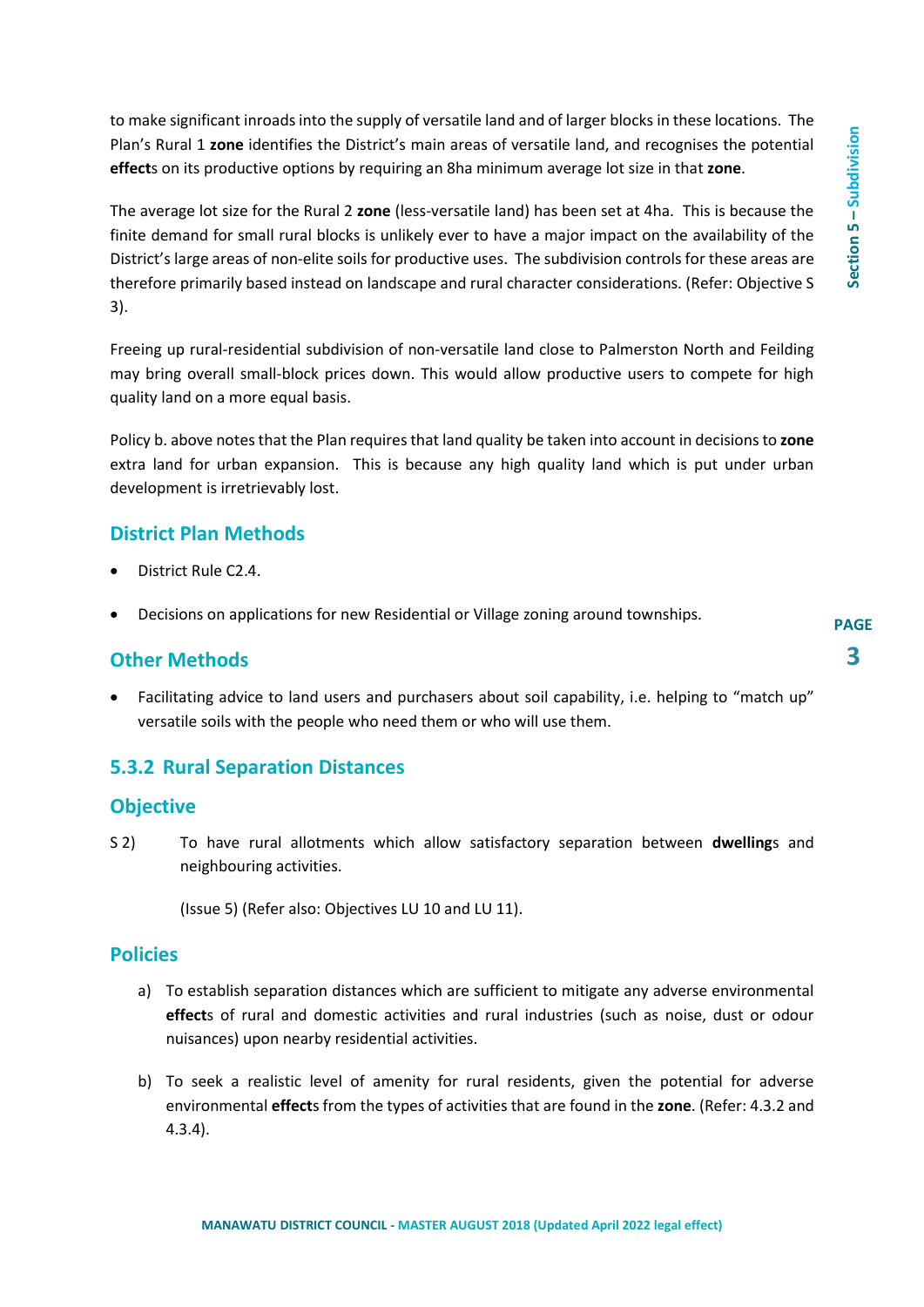to make significant inroads into the supply of versatile land and of larger blocks in these locations. The Plan's Rural 1 **zone** identifies the District's main areas of versatile land, and recognises the potential **effect**s on its productive options by requiring an 8ha minimum average lot size in that **zone**.

The average lot size for the Rural 2 **zone** (less-versatile land) has been set at 4ha. This is because the finite demand for small rural blocks is unlikely ever to have a major impact on the availability of the District's large areas of non-elite soils for productive uses. The subdivision controls for these areas are therefore primarily based instead on landscape and rural character considerations. (Refer: Objective S 3).

Freeing up rural-residential subdivision of non-versatile land close to Palmerston North and Feilding may bring overall small-block prices down. This would allow productive users to compete for high quality land on a more equal basis.

Policy b. above notes that the Plan requires that land quality be taken into account in decisions to **zone** extra land for urban expansion. This is because any high quality land which is put under urban development is irretrievably lost.

### District Plan Methods

- District Rule C2.4.
- Decisions on applications for new Residential or Village zoning around townships.

### Other Methods

- Facilitating advice to land users and purchasers about soil capability, i.e. helping to "match up" versatile soils with the people who need them or who will use them.

## 5.3.2 Rural Separation Distances

### Objective

S 2) To have rural allotments which allow satisfactory separation between **dwelling**s and neighbouring activities.

(Issue 5) (Refer also: Objectives LU 10 and LU 11).

### Policies

a) To establish separation distances which are sufficient to mitigate any adverse environmental **effect**s of rural and domestic activities and rural industries (such as noise, dust or odour nuisances) upon nearby residential activities.

b) To seek a realistic level of amenity for rural residents, given the potential for adverse environmental **effect**s from the types of activities that are found in the **zone**. (Refer: 4.3.2 and 4.3.4).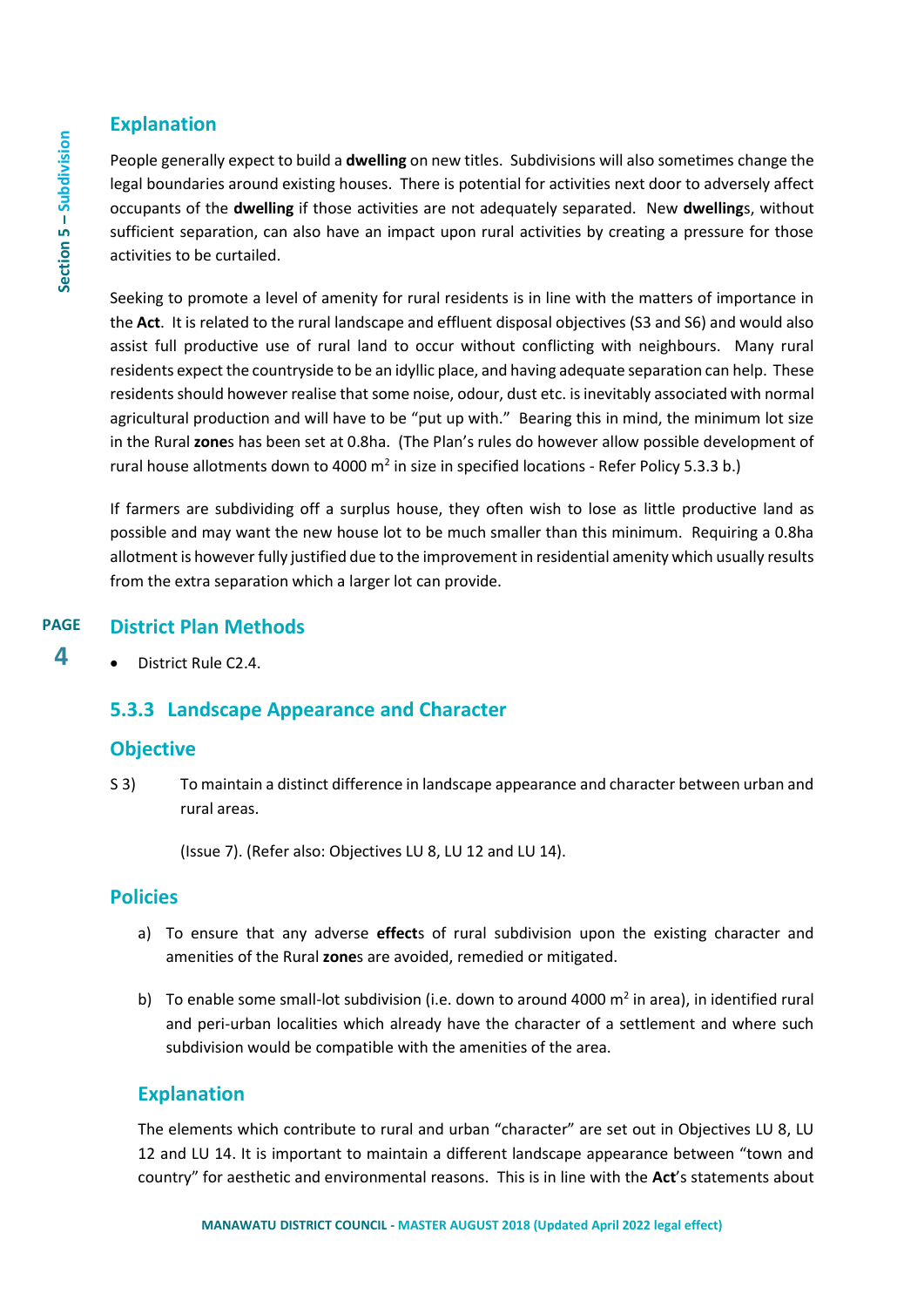## Explanation

People generally expect to build a **dwelling** on new titles. Subdivisions will also sometimes change the legal boundaries around existing houses. There is potential for activities next door to adversely affect occupants of the **dwelling** if those activities are not adequately separated. New **dwelling**s, without sufficient separation, can also have an impact upon rural activities by creating a pressure for those activities to be curtailed.

Seeking to promote a level of amenity for rural residents is in line with the matters of importance in the **Act**. It is related to the rural landscape and effluent disposal objectives (S3 and S6) and would also assist full productive use of rural land to occur without conflicting with neighbours. Many rural residents expect the countryside to be an idyllic place, and having adequate separation can help. These residents should however realise that some noise, odour, dust etc. is inevitably associated with normal agricultural production and will have to be "put up with." Bearing this in mind, the minimum lot size in the Rural **zone**s has been set at 0.8ha. (The Plan's rules do however allow possible development of rural house allotments down to 4000 m$^2$ in size in specified locations - Refer Policy 5.3.3 b.)

If farmers are subdividing off a surplus house, they often wish to lose as little productive land as possible and may want the new house lot to be much smaller than this minimum. Requiring a 0.8ha allotment is however fully justified due to the improvement in residential amenity which usually results from the extra separation which a larger lot can provide.

## District Plan Methods

- District Rule C2.4.

## 5.3.3 Landscape Appearance and Character

## Objective

S 3) To maintain a distinct difference in landscape appearance and character between urban and rural areas.

(Issue 7). (Refer also: Objectives LU 8, LU 12 and LU 14).

## Policies

a) To ensure that any adverse **effect**s of rural subdivision upon the existing character and amenities of the Rural **zone**s are avoided, remedied or mitigated.

b) To enable some small-lot subdivision (i.e. down to around 4000 m$^2$ in area), in identified rural and peri-urban localities which already have the character of a settlement and where such subdivision would be compatible with the amenities of the area.

## Explanation

The elements which contribute to rural and urban "character" are set out in Objectives LU 8, LU 12 and LU 14. It is important to maintain a different landscape appearance between "town and country" for aesthetic and environmental reasons. This is in line with the **Act**'s statements about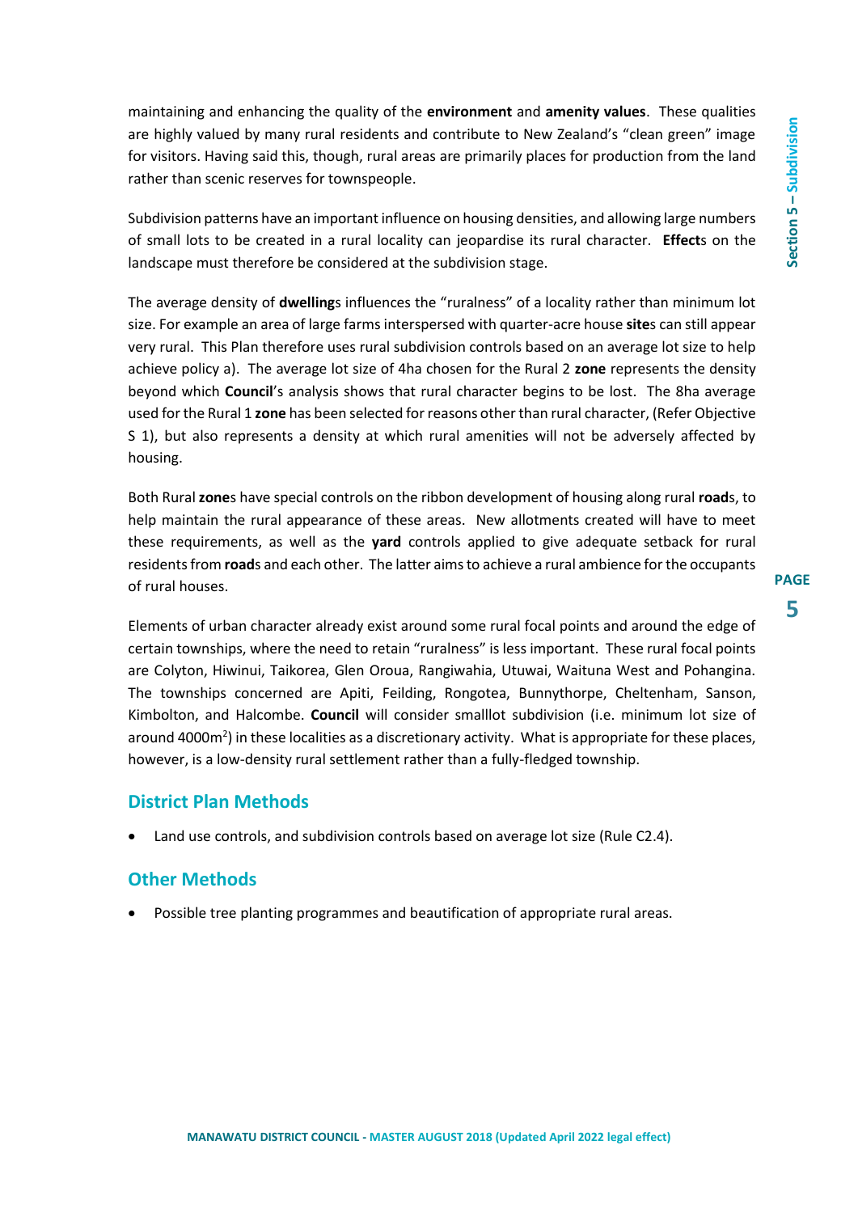maintaining and enhancing the quality of the **environment** and **amenity values**. These qualities are highly valued by many rural residents and contribute to New Zealand's "clean green" image for visitors. Having said this, though, rural areas are primarily places for production from the land rather than scenic reserves for townspeople.

Subdivision patterns have an important influence on housing densities, and allowing large numbers of small lots to be created in a rural locality can jeopardise its rural character. **Effect**s on the landscape must therefore be considered at the subdivision stage.

The average density of **dwelling**s influences the "ruralness" of a locality rather than minimum lot size. For example an area of large farms interspersed with quarter-acre house **site**s can still appear very rural. This Plan therefore uses rural subdivision controls based on an average lot size to help achieve policy a). The average lot size of 4ha chosen for the Rural 2 **zone** represents the density beyond which **Council**'s analysis shows that rural character begins to be lost. The 8ha average used for the Rural 1 **zone** has been selected for reasons other than rural character, (Refer Objective S 1), but also represents a density at which rural amenities will not be adversely affected by housing.

Both Rural **zone**s have special controls on the ribbon development of housing along rural **road**s, to help maintain the rural appearance of these areas. New allotments created will have to meet these requirements, as well as the **yard** controls applied to give adequate setback for rural residents from **road**s and each other. The latter aims to achieve a rural ambience for the occupants of rural houses.

Elements of urban character already exist around some rural focal points and around the edge of certain townships, where the need to retain "ruralness" is less important. These rural focal points are Colyton, Hiwinui, Taikorea, Glen Oroua, Rangiwahia, Utuwai, Waituna West and Pohangina. The townships concerned are Apiti, Feilding, Rongotea, Bunnythorpe, Cheltenham, Sanson, Kimbolton, and Halcombe. **Council** will consider smalllot subdivision (i.e. minimum lot size of around 4000m$^2$) in these localities as a discretionary activity. What is appropriate for these places, however, is a low-density rural settlement rather than a fully-fledged township.

## District Plan Methods

- Land use controls, and subdivision controls based on average lot size (Rule C2.4).

## Other Methods

- Possible tree planting programmes and beautification of appropriate rural areas.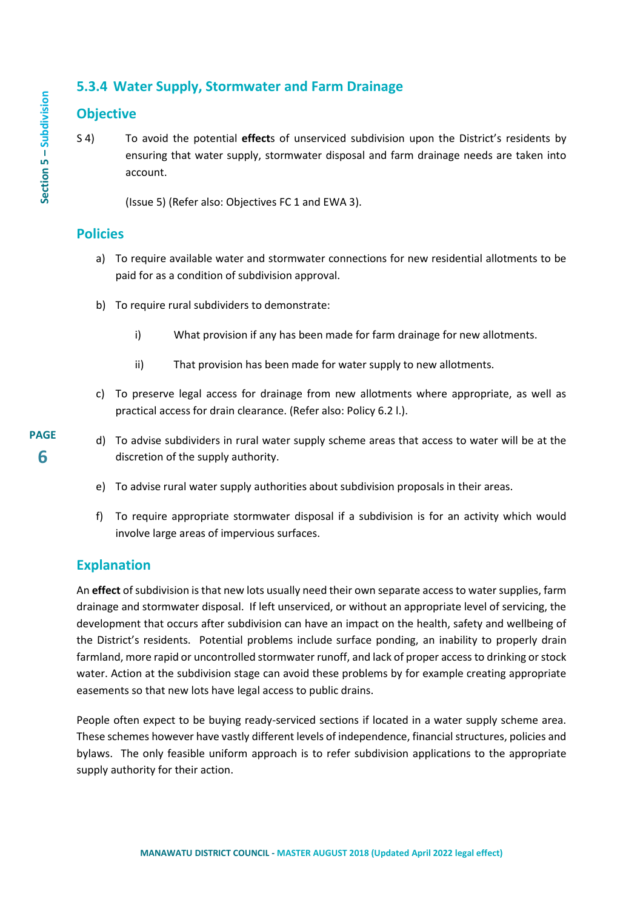### 5.3.4 Water Supply, Stormwater and Farm Drainage

#### Objective

S 4) To avoid the potential **effect**s of unserviced subdivision upon the District's residents by ensuring that water supply, stormwater disposal and farm drainage needs are taken into account.

(Issue 5) (Refer also: Objectives FC 1 and EWA 3).

#### Policies

a) To require available water and stormwater connections for new residential allotments to be paid for as a condition of subdivision approval.

b) To require rural subdividers to demonstrate:

   i) What provision if any has been made for farm drainage for new allotments.

   ii) That provision has been made for water supply to new allotments.

c) To preserve legal access for drainage from new allotments where appropriate, as well as practical access for drain clearance. (Refer also: Policy 6.2 l.).

d) To advise subdividers in rural water supply scheme areas that access to water will be at the discretion of the supply authority.

e) To advise rural water supply authorities about subdivision proposals in their areas.

f) To require appropriate stormwater disposal if a subdivision is for an activity which would involve large areas of impervious surfaces.

#### Explanation

An **effect** of subdivision is that new lots usually need their own separate access to water supplies, farm drainage and stormwater disposal. If left unserviced, or without an appropriate level of servicing, the development that occurs after subdivision can have an impact on the health, safety and wellbeing of the District's residents. Potential problems include surface ponding, an inability to properly drain farmland, more rapid or uncontrolled stormwater runoff, and lack of proper access to drinking or stock water. Action at the subdivision stage can avoid these problems by for example creating appropriate easements so that new lots have legal access to public drains.

People often expect to be buying ready-serviced sections if located in a water supply scheme area. These schemes however have vastly different levels of independence, financial structures, policies and bylaws. The only feasible uniform approach is to refer subdivision applications to the appropriate supply authority for their action.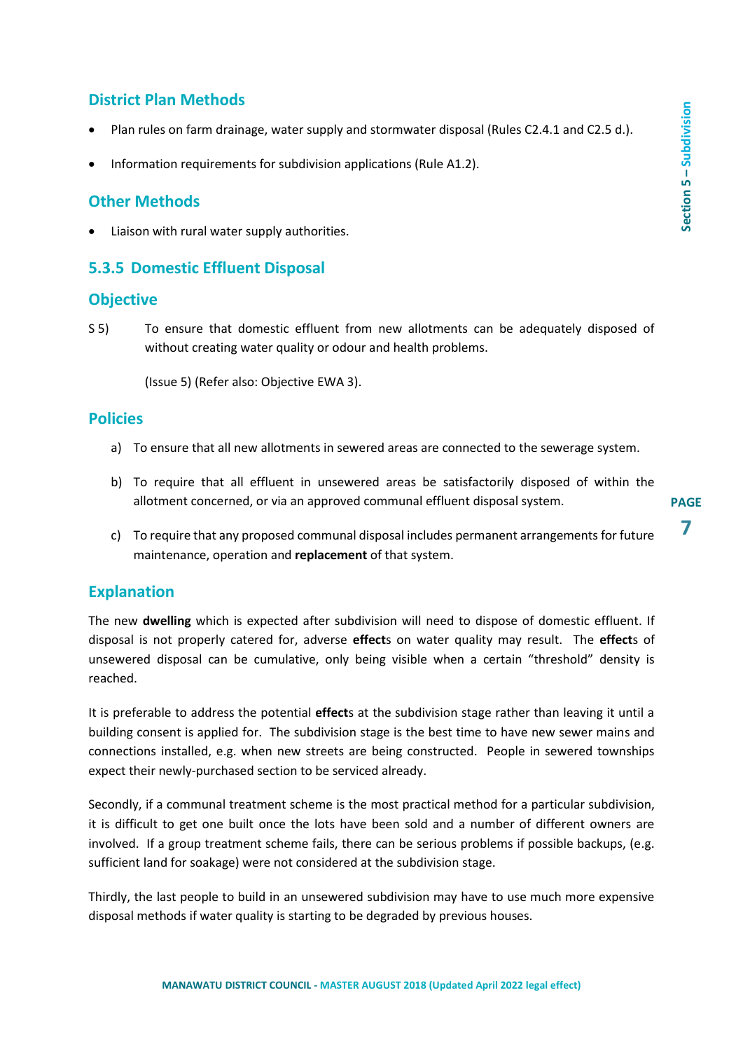## District Plan Methods

- Plan rules on farm drainage, water supply and stormwater disposal (Rules C2.4.1 and C2.5 d.).
- Information requirements for subdivision applications (Rule A1.2).

## Other Methods

- Liaison with rural water supply authorities.

## 5.3.5 Domestic Effluent Disposal

## Objective

S 5) To ensure that domestic effluent from new allotments can be adequately disposed of without creating water quality or odour and health problems.

(Issue 5) (Refer also: Objective EWA 3).

## Policies

a) To ensure that all new allotments in sewered areas are connected to the sewerage system.

b) To require that all effluent in unsewered areas be satisfactorily disposed of within the allotment concerned, or via an approved communal effluent disposal system.

c) To require that any proposed communal disposal includes permanent arrangements for future maintenance, operation and **replacement** of that system.

## Explanation

The new **dwelling** which is expected after subdivision will need to dispose of domestic effluent. If disposal is not properly catered for, adverse **effect**s on water quality may result. The **effect**s of unsewered disposal can be cumulative, only being visible when a certain "threshold" density is reached.

It is preferable to address the potential **effect**s at the subdivision stage rather than leaving it until a building consent is applied for. The subdivision stage is the best time to have new sewer mains and connections installed, e.g. when new streets are being constructed. People in sewered townships expect their newly-purchased section to be serviced already.

Secondly, if a communal treatment scheme is the most practical method for a particular subdivision, it is difficult to get one built once the lots have been sold and a number of different owners are involved. If a group treatment scheme fails, there can be serious problems if possible backups, (e.g. sufficient land for soakage) were not considered at the subdivision stage.

Thirdly, the last people to build in an unsewered subdivision may have to use much more expensive disposal methods if water quality is starting to be degraded by previous houses.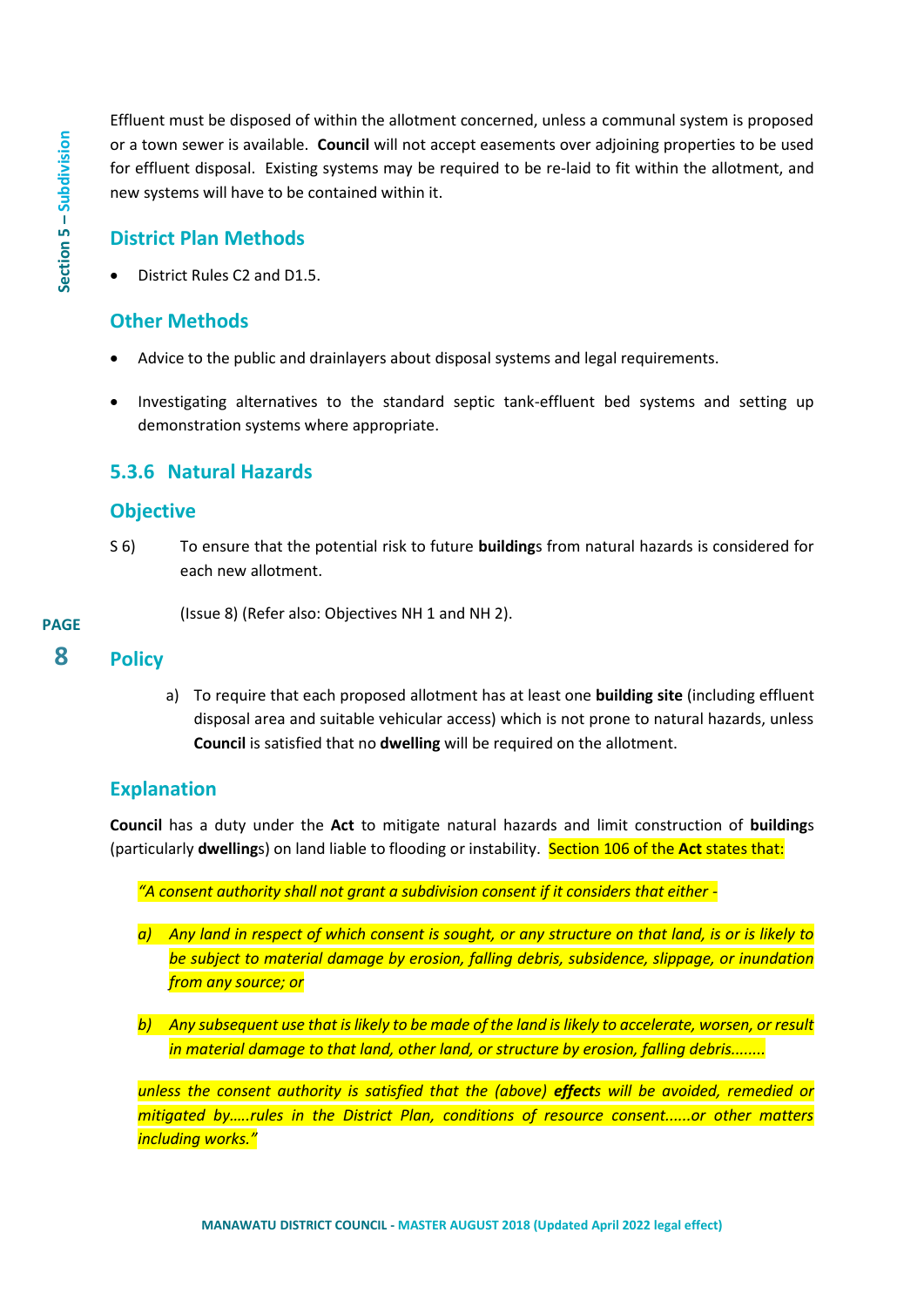Effluent must be disposed of within the allotment concerned, unless a communal system is proposed or a town sewer is available. **Council** will not accept easements over adjoining properties to be used for effluent disposal. Existing systems may be required to be re-laid to fit within the allotment, and new systems will have to be contained within it.

## District Plan Methods

- District Rules C2 and D1.5.

## Other Methods

- Advice to the public and drainlayers about disposal systems and legal requirements.
- Investigating alternatives to the standard septic tank-effluent bed systems and setting up demonstration systems where appropriate.

## 5.3.6 Natural Hazards

## Objective

S 6) To ensure that the potential risk to future **building**s from natural hazards is considered for each new allotment.

(Issue 8) (Refer also: Objectives NH 1 and NH 2).

## Policy

a) To require that each proposed allotment has at least one **building site** (including effluent disposal area and suitable vehicular access) which is not prone to natural hazards, unless **Council** is satisfied that no **dwelling** will be required on the allotment.

## Explanation

**Council** has a duty under the **Act** to mitigate natural hazards and limit construction of **building**s (particularly **dwelling**s) on land liable to flooding or instability. Section 106 of the **Act** states that:

*"A consent authority shall not grant a subdivision consent if it considers that either -*

*a) Any land in respect of which consent is sought, or any structure on that land, is or is likely to be subject to material damage by erosion, falling debris, subsidence, slippage, or inundation from any source; or*

*b) Any subsequent use that is likely to be made of the land is likely to accelerate, worsen, or result in material damage to that land, other land, or structure by erosion, falling debris........*

*unless the consent authority is satisfied that the (above) **effect**s will be avoided, remedied or mitigated by…..rules in the District Plan, conditions of resource consent......or other matters including works."*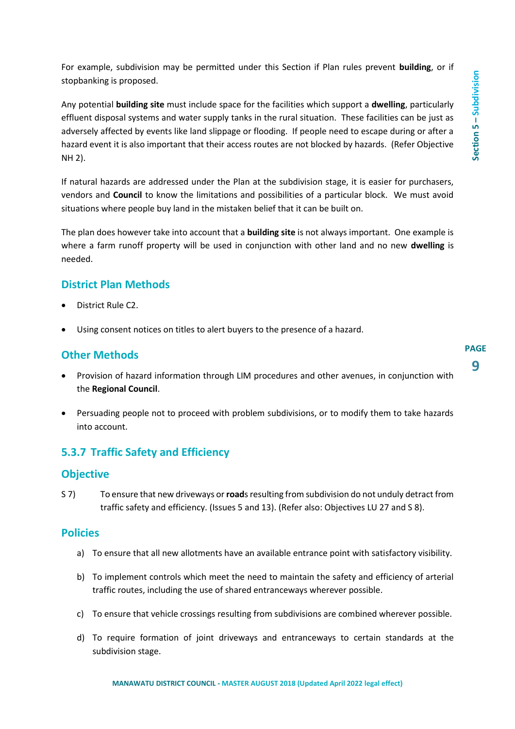For example, subdivision may be permitted under this Section if Plan rules prevent **building**, or if stopbanking is proposed.

Any potential **building site** must include space for the facilities which support a **dwelling**, particularly effluent disposal systems and water supply tanks in the rural situation. These facilities can be just as adversely affected by events like land slippage or flooding. If people need to escape during or after a hazard event it is also important that their access routes are not blocked by hazards. (Refer Objective NH 2).

If natural hazards are addressed under the Plan at the subdivision stage, it is easier for purchasers, vendors and **Council** to know the limitations and possibilities of a particular block. We must avoid situations where people buy land in the mistaken belief that it can be built on.

The plan does however take into account that a **building site** is not always important. One example is where a farm runoff property will be used in conjunction with other land and no new **dwelling** is needed.

## District Plan Methods

- District Rule C2.
- Using consent notices on titles to alert buyers to the presence of a hazard.

## Other Methods

- Provision of hazard information through LIM procedures and other avenues, in conjunction with the **Regional Council**.
- Persuading people not to proceed with problem subdivisions, or to modify them to take hazards into account.

## 5.3.7 Traffic Safety and Efficiency

### Objective

S 7) To ensure that new driveways or **road**s resulting from subdivision do not unduly detract from traffic safety and efficiency. (Issues 5 and 13). (Refer also: Objectives LU 27 and S 8).

### Policies

a) To ensure that all new allotments have an available entrance point with satisfactory visibility.

b) To implement controls which meet the need to maintain the safety and efficiency of arterial traffic routes, including the use of shared entranceways wherever possible.

c) To ensure that vehicle crossings resulting from subdivisions are combined wherever possible.

d) To require formation of joint driveways and entranceways to certain standards at the subdivision stage.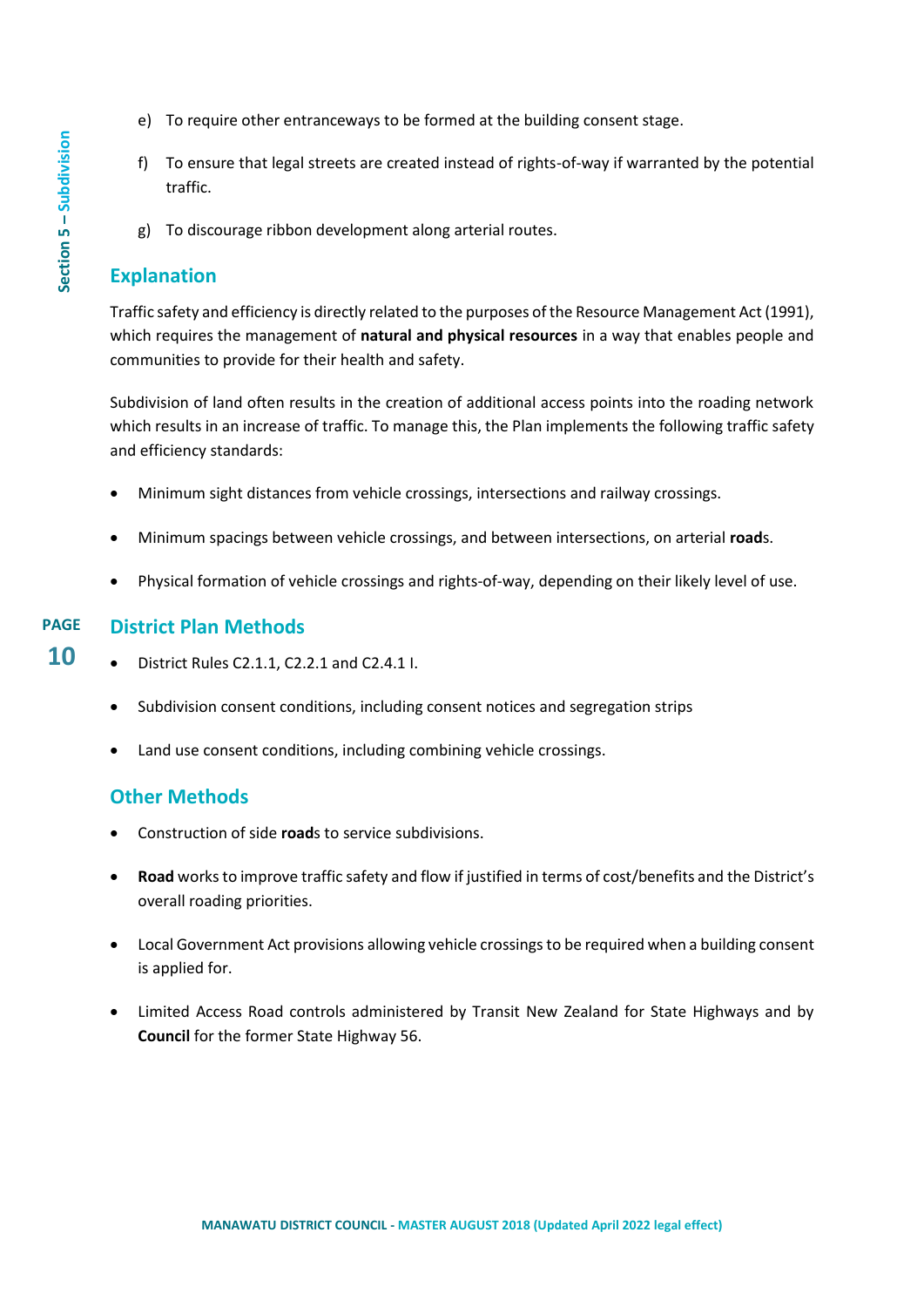e) To require other entranceways to be formed at the building consent stage.

f) To ensure that legal streets are created instead of rights-of-way if warranted by the potential traffic.

g) To discourage ribbon development along arterial routes.

## Explanation

Traffic safety and efficiency is directly related to the purposes of the Resource Management Act (1991), which requires the management of **natural and physical resources** in a way that enables people and communities to provide for their health and safety.

Subdivision of land often results in the creation of additional access points into the roading network which results in an increase of traffic. To manage this, the Plan implements the following traffic safety and efficiency standards:

- Minimum sight distances from vehicle crossings, intersections and railway crossings.
- Minimum spacings between vehicle crossings, and between intersections, on arterial **road**s.
- Physical formation of vehicle crossings and rights-of-way, depending on their likely level of use.

## District Plan Methods

- District Rules C2.1.1, C2.2.1 and C2.4.1 I.
- Subdivision consent conditions, including consent notices and segregation strips
- Land use consent conditions, including combining vehicle crossings.

## Other Methods

- Construction of side **road**s to service subdivisions.
- **Road** works to improve traffic safety and flow if justified in terms of cost/benefits and the District's overall roading priorities.
- Local Government Act provisions allowing vehicle crossings to be required when a building consent is applied for.
- Limited Access Road controls administered by Transit New Zealand for State Highways and by **Council** for the former State Highway 56.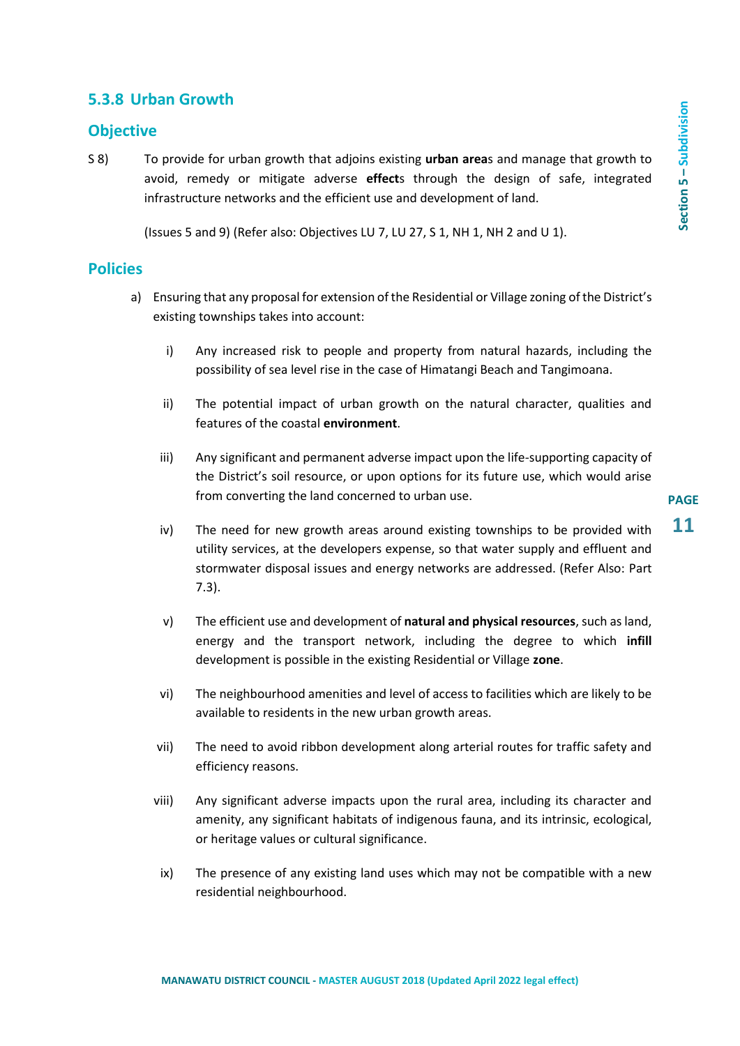### 5.3.8 Urban Growth

### Objective

S 8) To provide for urban growth that adjoins existing **urban area**s and manage that growth to avoid, remedy or mitigate adverse **effect**s through the design of safe, integrated infrastructure networks and the efficient use and development of land.

(Issues 5 and 9) (Refer also: Objectives LU 7, LU 27, S 1, NH 1, NH 2 and U 1).

### Policies

a) Ensuring that any proposal for extension of the Residential or Village zoning of the District's existing townships takes into account:

   i) Any increased risk to people and property from natural hazards, including the possibility of sea level rise in the case of Himatangi Beach and Tangimoana.

   ii) The potential impact of urban growth on the natural character, qualities and features of the coastal **environment**.

   iii) Any significant and permanent adverse impact upon the life-supporting capacity of the District's soil resource, or upon options for its future use, which would arise from converting the land concerned to urban use.

   iv) The need for new growth areas around existing townships to be provided with utility services, at the developers expense, so that water supply and effluent and stormwater disposal issues and energy networks are addressed. (Refer Also: Part 7.3).

   v) The efficient use and development of **natural and physical resources**, such as land, energy and the transport network, including the degree to which **infill** development is possible in the existing Residential or Village **zone**.

   vi) The neighbourhood amenities and level of access to facilities which are likely to be available to residents in the new urban growth areas.

   vii) The need to avoid ribbon development along arterial routes for traffic safety and efficiency reasons.

   viii) Any significant adverse impacts upon the rural area, including its character and amenity, any significant habitats of indigenous fauna, and its intrinsic, ecological, or heritage values or cultural significance.

   ix) The presence of any existing land uses which may not be compatible with a new residential neighbourhood.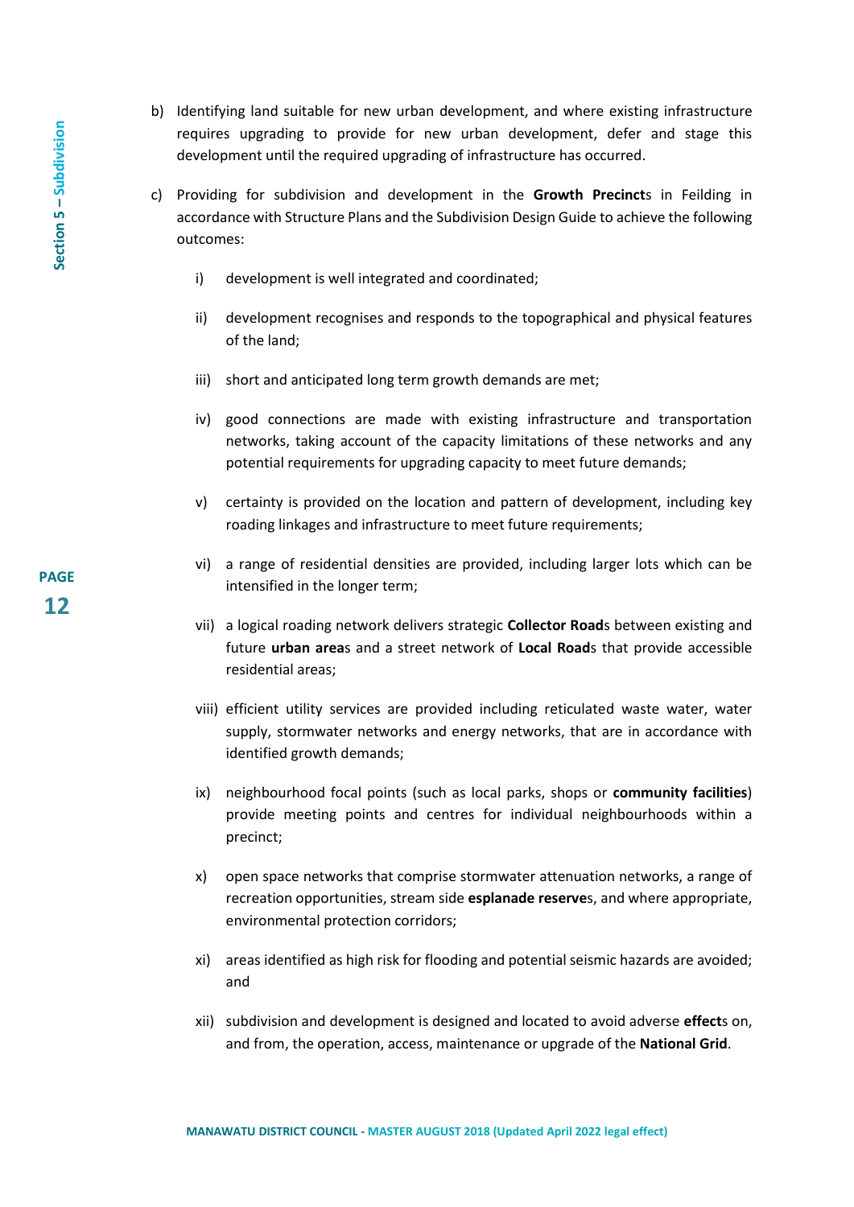b) Identifying land suitable for new urban development, and where existing infrastructure requires upgrading to provide for new urban development, defer and stage this development until the required upgrading of infrastructure has occurred.

c) Providing for subdivision and development in the **Growth Precinct**s in Feilding in accordance with Structure Plans and the Subdivision Design Guide to achieve the following outcomes:

   i) development is well integrated and coordinated;

   ii) development recognises and responds to the topographical and physical features of the land;

   iii) short and anticipated long term growth demands are met;

   iv) good connections are made with existing infrastructure and transportation networks, taking account of the capacity limitations of these networks and any potential requirements for upgrading capacity to meet future demands;

   v) certainty is provided on the location and pattern of development, including key roading linkages and infrastructure to meet future requirements;

   vi) a range of residential densities are provided, including larger lots which can be intensified in the longer term;

   vii) a logical roading network delivers strategic **Collector Road**s between existing and future **urban area**s and a street network of **Local Road**s that provide accessible residential areas;

   viii) efficient utility services are provided including reticulated waste water, water supply, stormwater networks and energy networks, that are in accordance with identified growth demands;

   ix) neighbourhood focal points (such as local parks, shops or **community facilities**) provide meeting points and centres for individual neighbourhoods within a precinct;

   x) open space networks that comprise stormwater attenuation networks, a range of recreation opportunities, stream side **esplanade reserve**s, and where appropriate, environmental protection corridors;

   xi) areas identified as high risk for flooding and potential seismic hazards are avoided; and

   xii) subdivision and development is designed and located to avoid adverse **effect**s on, and from, the operation, access, maintenance or upgrade of the **National Grid**.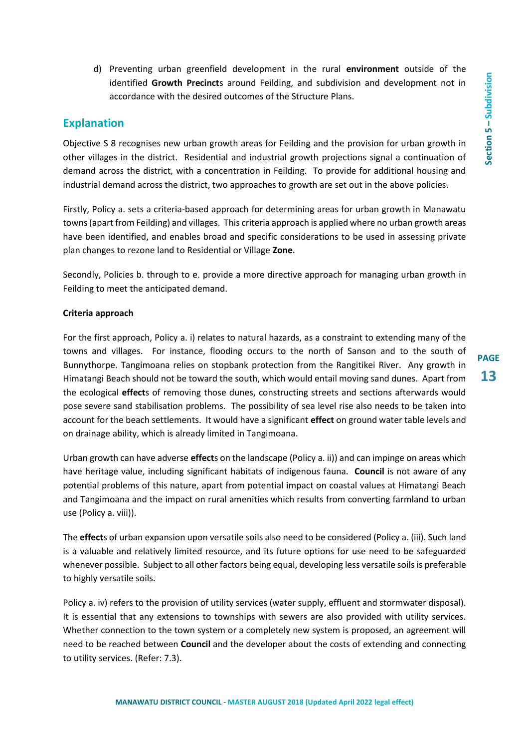d) Preventing urban greenfield development in the rural **environment** outside of the identified **Growth Precinct**s around Feilding, and subdivision and development not in accordance with the desired outcomes of the Structure Plans.

## Explanation

Objective S 8 recognises new urban growth areas for Feilding and the provision for urban growth in other villages in the district. Residential and industrial growth projections signal a continuation of demand across the district, with a concentration in Feilding. To provide for additional housing and industrial demand across the district, two approaches to growth are set out in the above policies.

Firstly, Policy a. sets a criteria-based approach for determining areas for urban growth in Manawatu towns (apart from Feilding) and villages. This criteria approach is applied where no urban growth areas have been identified, and enables broad and specific considerations to be used in assessing private plan changes to rezone land to Residential or Village **Zone**.

Secondly, Policies b. through to e. provide a more directive approach for managing urban growth in Feilding to meet the anticipated demand.

**Criteria approach**

For the first approach, Policy a. i) relates to natural hazards, as a constraint to extending many of the towns and villages. For instance, flooding occurs to the north of Sanson and to the south of Bunnythorpe. Tangimoana relies on stopbank protection from the Rangitikei River. Any growth in Himatangi Beach should not be toward the south, which would entail moving sand dunes. Apart from the ecological **effect**s of removing those dunes, constructing streets and sections afterwards would pose severe sand stabilisation problems. The possibility of sea level rise also needs to be taken into account for the beach settlements. It would have a significant **effect** on ground water table levels and on drainage ability, which is already limited in Tangimoana.

Urban growth can have adverse **effect**s on the landscape (Policy a. ii)) and can impinge on areas which have heritage value, including significant habitats of indigenous fauna. **Council** is not aware of any potential problems of this nature, apart from potential impact on coastal values at Himatangi Beach and Tangimoana and the impact on rural amenities which results from converting farmland to urban use (Policy a. viii)).

The **effect**s of urban expansion upon versatile soils also need to be considered (Policy a. (iii). Such land is a valuable and relatively limited resource, and its future options for use need to be safeguarded whenever possible. Subject to all other factors being equal, developing less versatile soils is preferable to highly versatile soils.

Policy a. iv) refers to the provision of utility services (water supply, effluent and stormwater disposal). It is essential that any extensions to townships with sewers are also provided with utility services. Whether connection to the town system or a completely new system is proposed, an agreement will need to be reached between **Council** and the developer about the costs of extending and connecting to utility services. (Refer: 7.3).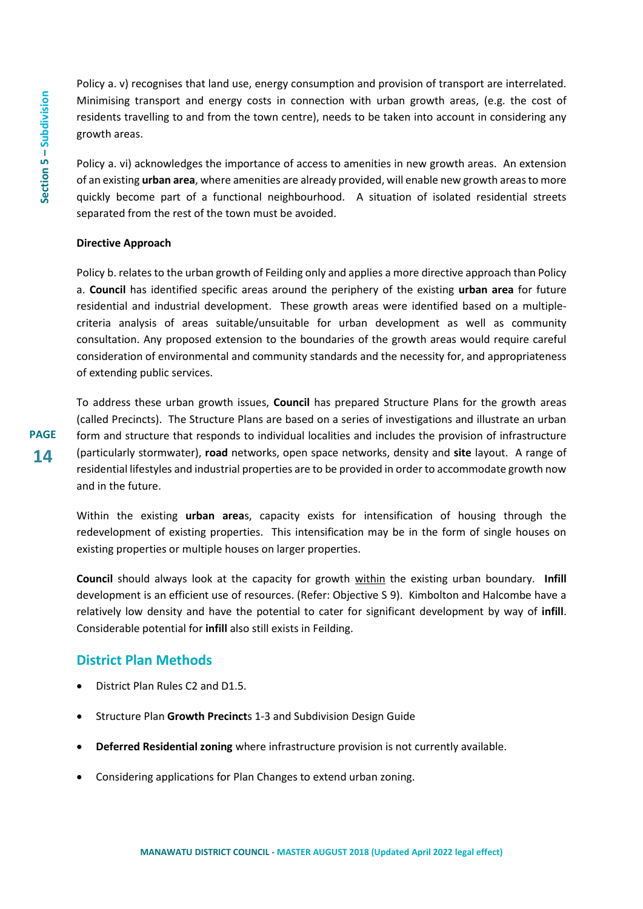Policy a. v) recognises that land use, energy consumption and provision of transport are interrelated. Minimising transport and energy costs in connection with urban growth areas, (e.g. the cost of residents travelling to and from the town centre), needs to be taken into account in considering any growth areas.

Policy a. vi) acknowledges the importance of access to amenities in new growth areas. An extension of an existing **urban area**, where amenities are already provided, will enable new growth areas to more quickly become part of a functional neighbourhood. A situation of isolated residential streets separated from the rest of the town must be avoided.

**Directive Approach**

Policy b. relates to the urban growth of Feilding only and applies a more directive approach than Policy a. **Council** has identified specific areas around the periphery of the existing **urban area** for future residential and industrial development. These growth areas were identified based on a multiple-criteria analysis of areas suitable/unsuitable for urban development as well as community consultation. Any proposed extension to the boundaries of the growth areas would require careful consideration of environmental and community standards and the necessity for, and appropriateness of extending public services.

To address these urban growth issues, **Council** has prepared Structure Plans for the growth areas (called Precincts). The Structure Plans are based on a series of investigations and illustrate an urban form and structure that responds to individual localities and includes the provision of infrastructure (particularly stormwater), **road** networks, open space networks, density and **site** layout. A range of residential lifestyles and industrial properties are to be provided in order to accommodate growth now and in the future.

Within the existing **urban area**s, capacity exists for intensification of housing through the redevelopment of existing properties. This intensification may be in the form of single houses on existing properties or multiple houses on larger properties.

**Council** should always look at the capacity for growth <u>within</u> the existing urban boundary. **Infill** development is an efficient use of resources. (Refer: Objective S 9). Kimbolton and Halcombe have a relatively low density and have the potential to cater for significant development by way of **infill**. Considerable potential for **infill** also still exists in Feilding.

## District Plan Methods

- District Plan Rules C2 and D1.5.
- Structure Plan **Growth Precinct**s 1-3 and Subdivision Design Guide
- **Deferred Residential zoning** where infrastructure provision is not currently available.
- Considering applications for Plan Changes to extend urban zoning.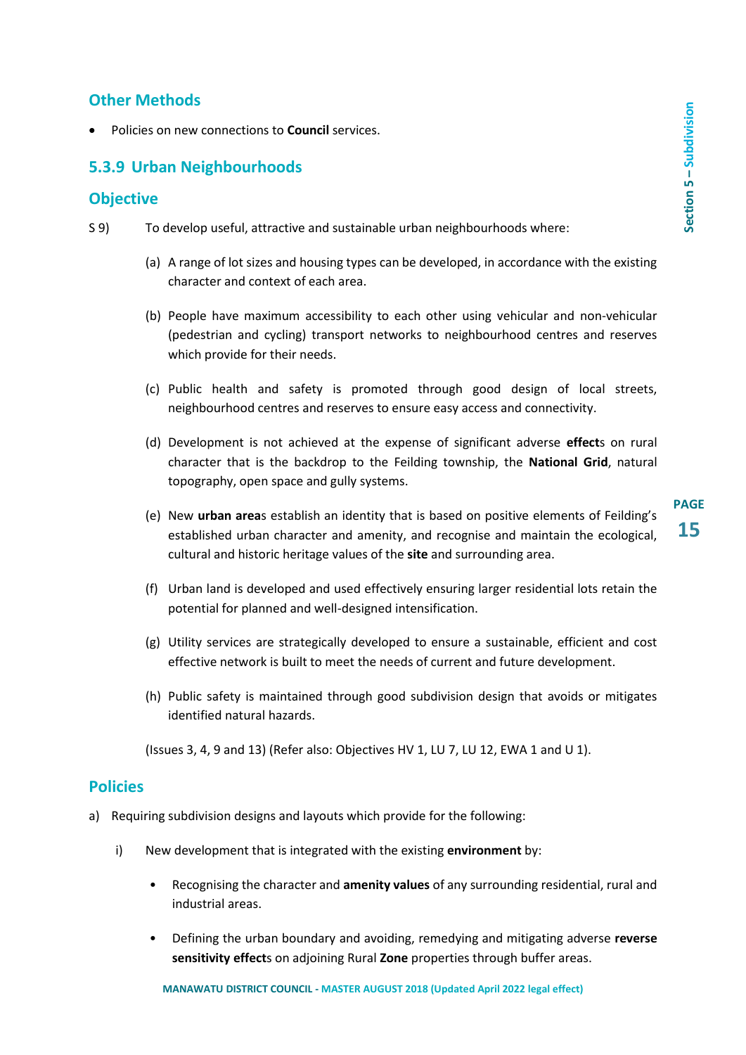## Other Methods

- Policies on new connections to **Council** services.

## 5.3.9 Urban Neighbourhoods

## Objective

S 9) To develop useful, attractive and sustainable urban neighbourhoods where:

(a) A range of lot sizes and housing types can be developed, in accordance with the existing character and context of each area.

(b) People have maximum accessibility to each other using vehicular and non-vehicular (pedestrian and cycling) transport networks to neighbourhood centres and reserves which provide for their needs.

(c) Public health and safety is promoted through good design of local streets, neighbourhood centres and reserves to ensure easy access and connectivity.

(d) Development is not achieved at the expense of significant adverse **effect**s on rural character that is the backdrop to the Feilding township, the **National Grid**, natural topography, open space and gully systems.

(e) New **urban area**s establish an identity that is based on positive elements of Feilding's established urban character and amenity, and recognise and maintain the ecological, cultural and historic heritage values of the **site** and surrounding area.

(f) Urban land is developed and used effectively ensuring larger residential lots retain the potential for planned and well-designed intensification.

(g) Utility services are strategically developed to ensure a sustainable, efficient and cost effective network is built to meet the needs of current and future development.

(h) Public safety is maintained through good subdivision design that avoids or mitigates identified natural hazards.

(Issues 3, 4, 9 and 13) (Refer also: Objectives HV 1, LU 7, LU 12, EWA 1 and U 1).

## Policies

a) Requiring subdivision designs and layouts which provide for the following:

i) New development that is integrated with the existing **environment** by:

- Recognising the character and **amenity values** of any surrounding residential, rural and industrial areas.
- Defining the urban boundary and avoiding, remedying and mitigating adverse **reverse sensitivity effect**s on adjoining Rural **Zone** properties through buffer areas.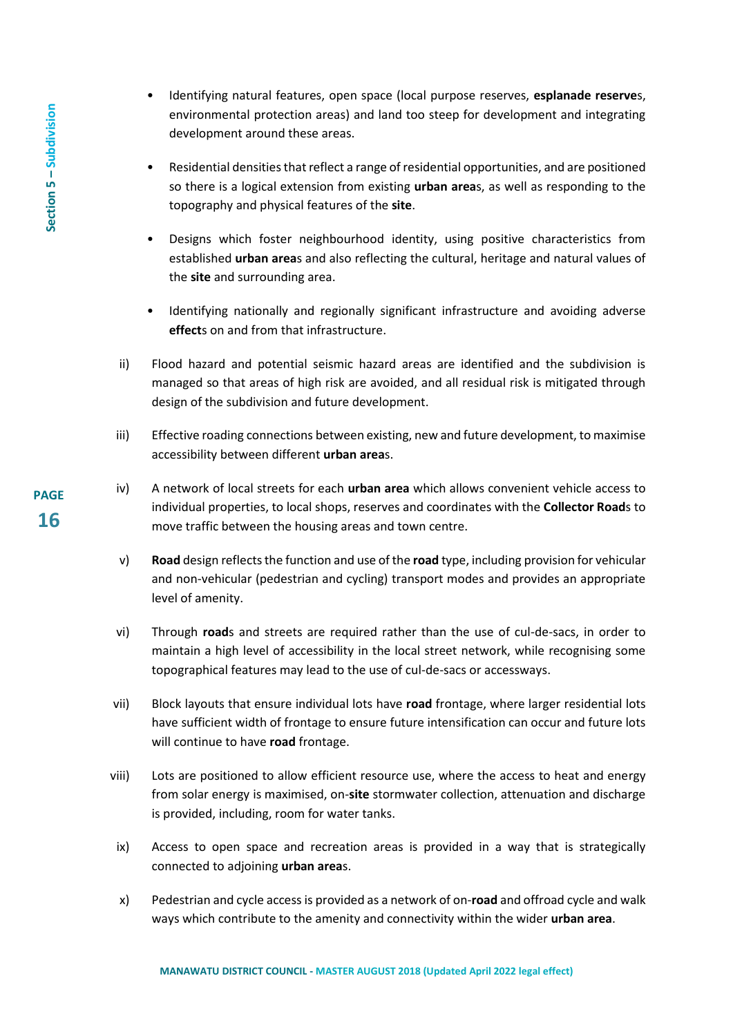- Identifying natural features, open space (local purpose reserves, **esplanade reserve**s, environmental protection areas) and land too steep for development and integrating development around these areas.

- Residential densities that reflect a range of residential opportunities, and are positioned so there is a logical extension from existing **urban area**s, as well as responding to the topography and physical features of the **site**.

- Designs which foster neighbourhood identity, using positive characteristics from established **urban area**s and also reflecting the cultural, heritage and natural values of the **site** and surrounding area.

- Identifying nationally and regionally significant infrastructure and avoiding adverse **effect**s on and from that infrastructure.

ii) Flood hazard and potential seismic hazard areas are identified and the subdivision is managed so that areas of high risk are avoided, and all residual risk is mitigated through design of the subdivision and future development.

iii) Effective roading connections between existing, new and future development, to maximise accessibility between different **urban area**s.

iv) A network of local streets for each **urban area** which allows convenient vehicle access to individual properties, to local shops, reserves and coordinates with the **Collector Road**s to move traffic between the housing areas and town centre.

v) **Road** design reflects the function and use of the **road** type, including provision for vehicular and non-vehicular (pedestrian and cycling) transport modes and provides an appropriate level of amenity.

vi) Through **road**s and streets are required rather than the use of cul-de-sacs, in order to maintain a high level of accessibility in the local street network, while recognising some topographical features may lead to the use of cul-de-sacs or accessways.

vii) Block layouts that ensure individual lots have **road** frontage, where larger residential lots have sufficient width of frontage to ensure future intensification can occur and future lots will continue to have **road** frontage.

viii) Lots are positioned to allow efficient resource use, where the access to heat and energy from solar energy is maximised, on-**site** stormwater collection, attenuation and discharge is provided, including, room for water tanks.

ix) Access to open space and recreation areas is provided in a way that is strategically connected to adjoining **urban area**s.

x) Pedestrian and cycle access is provided as a network of on-**road** and offroad cycle and walk ways which contribute to the amenity and connectivity within the wider **urban area**.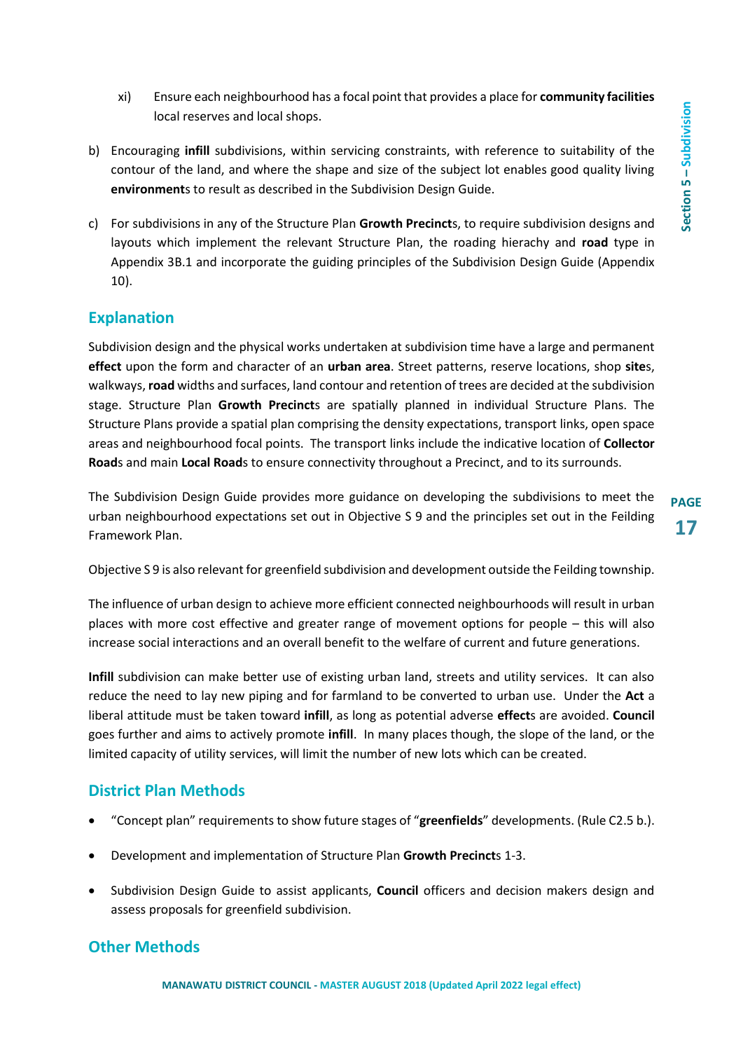xi) Ensure each neighbourhood has a focal point that provides a place for **community facilities** local reserves and local shops.

b) Encouraging **infill** subdivisions, within servicing constraints, with reference to suitability of the contour of the land, and where the shape and size of the subject lot enables good quality living **environment**s to result as described in the Subdivision Design Guide.

c) For subdivisions in any of the Structure Plan **Growth Precinct**s, to require subdivision designs and layouts which implement the relevant Structure Plan, the roading hierachy and **road** type in Appendix 3B.1 and incorporate the guiding principles of the Subdivision Design Guide (Appendix 10).

## Explanation

Subdivision design and the physical works undertaken at subdivision time have a large and permanent **effect** upon the form and character of an **urban area**. Street patterns, reserve locations, shop **site**s, walkways, **road** widths and surfaces, land contour and retention of trees are decided at the subdivision stage. Structure Plan **Growth Precinct**s are spatially planned in individual Structure Plans. The Structure Plans provide a spatial plan comprising the density expectations, transport links, open space areas and neighbourhood focal points. The transport links include the indicative location of **Collector Road**s and main **Local Road**s to ensure connectivity throughout a Precinct, and to its surrounds.

The Subdivision Design Guide provides more guidance on developing the subdivisions to meet the urban neighbourhood expectations set out in Objective S 9 and the principles set out in the Feilding Framework Plan.

Objective S 9 is also relevant for greenfield subdivision and development outside the Feilding township.

The influence of urban design to achieve more efficient connected neighbourhoods will result in urban places with more cost effective and greater range of movement options for people – this will also increase social interactions and an overall benefit to the welfare of current and future generations.

**Infill** subdivision can make better use of existing urban land, streets and utility services. It can also reduce the need to lay new piping and for farmland to be converted to urban use. Under the **Act** a liberal attitude must be taken toward **infill**, as long as potential adverse **effect**s are avoided. **Council** goes further and aims to actively promote **infill**. In many places though, the slope of the land, or the limited capacity of utility services, will limit the number of new lots which can be created.

## District Plan Methods

- "Concept plan" requirements to show future stages of "**greenfields**" developments. (Rule C2.5 b.).
- Development and implementation of Structure Plan **Growth Precinct**s 1-3.
- Subdivision Design Guide to assist applicants, **Council** officers and decision makers design and assess proposals for greenfield subdivision.

## Other Methods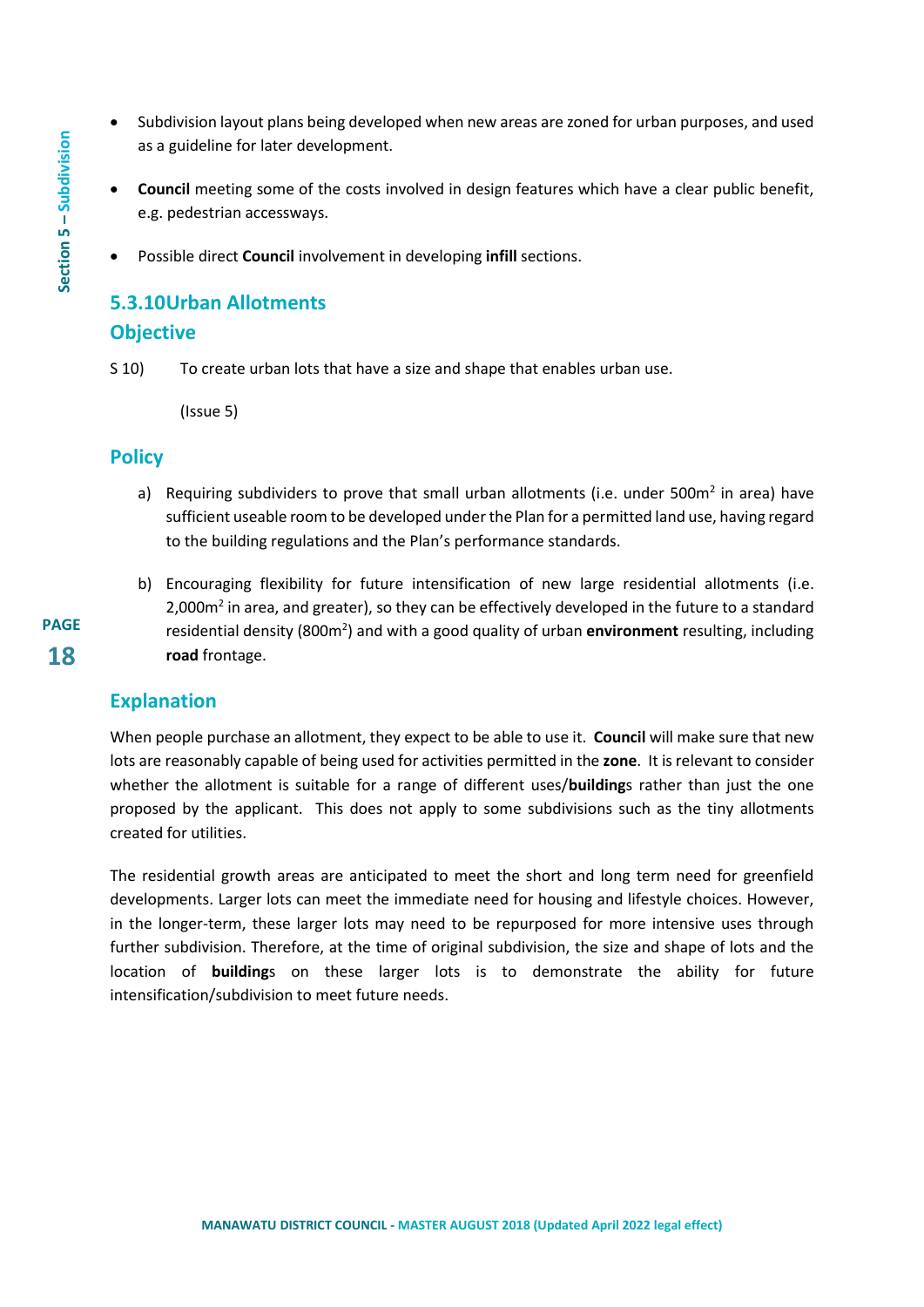- Subdivision layout plans being developed when new areas are zoned for urban purposes, and used as a guideline for later development.

- **Council** meeting some of the costs involved in design features which have a clear public benefit, e.g. pedestrian accessways.

- Possible direct **Council** involvement in developing **infill** sections.

### 5.3.10 Urban Allotments

### Objective

S 10) To create urban lots that have a size and shape that enables urban use.

(Issue 5)

### Policy

a) Requiring subdividers to prove that small urban allotments (i.e. under 500m$^2$ in area) have sufficient useable room to be developed under the Plan for a permitted land use, having regard to the building regulations and the Plan's performance standards.

b) Encouraging flexibility for future intensification of new large residential allotments (i.e. 2,000m$^2$ in area, and greater), so they can be effectively developed in the future to a standard residential density (800m$^2$) and with a good quality of urban **environment** resulting, including **road** frontage.

### Explanation

When people purchase an allotment, they expect to be able to use it. **Council** will make sure that new lots are reasonably capable of being used for activities permitted in the **zone**. It is relevant to consider whether the allotment is suitable for a range of different uses/**building**s rather than just the one proposed by the applicant. This does not apply to some subdivisions such as the tiny allotments created for utilities.

The residential growth areas are anticipated to meet the short and long term need for greenfield developments. Larger lots can meet the immediate need for housing and lifestyle choices. However, in the longer-term, these larger lots may need to be repurposed for more intensive uses through further subdivision. Therefore, at the time of original subdivision, the size and shape of lots and the location of **building**s on these larger lots is to demonstrate the ability for future intensification/subdivision to meet future needs.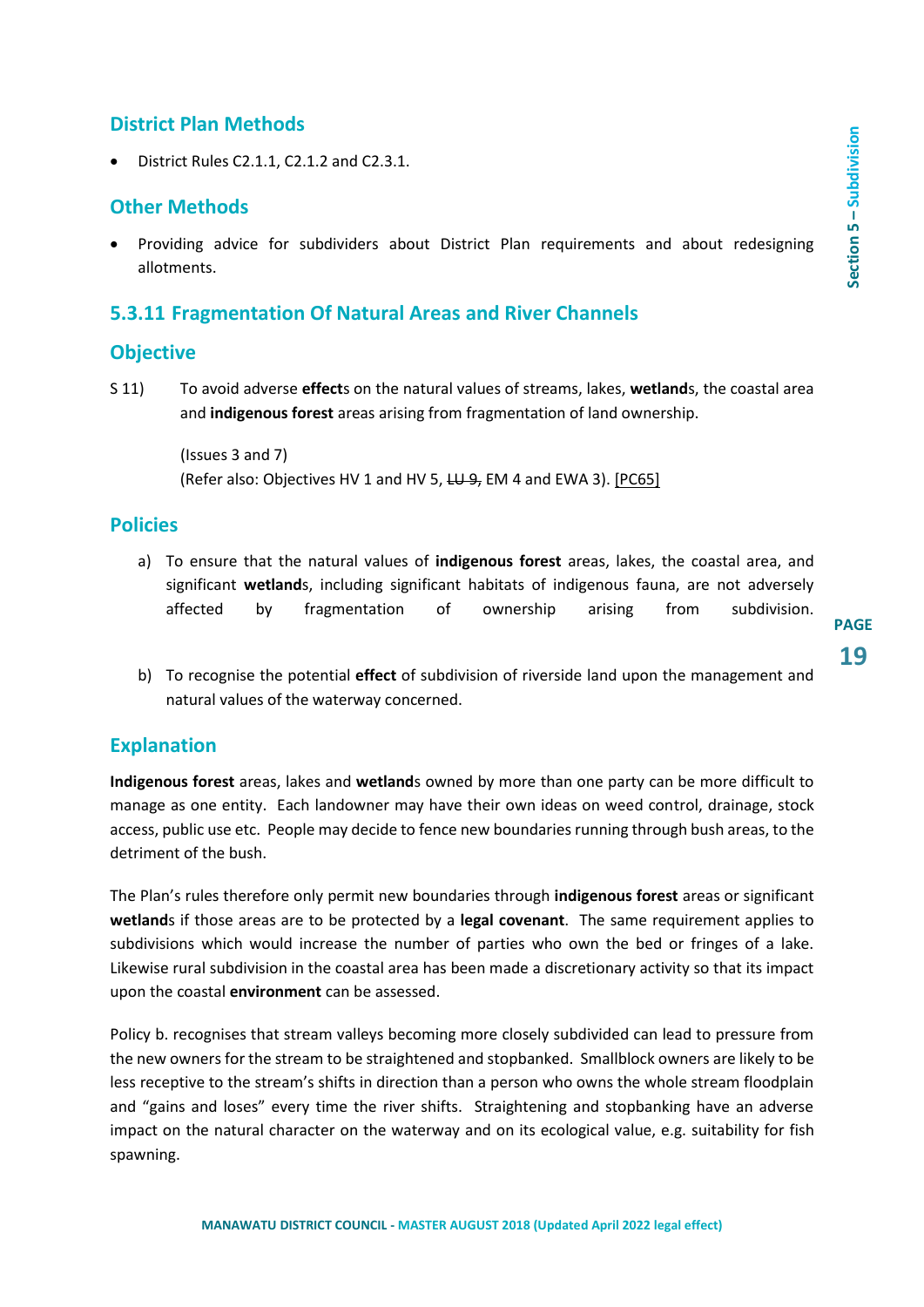## District Plan Methods

- District Rules C2.1.1, C2.1.2 and C2.3.1.

## Other Methods

- Providing advice for subdividers about District Plan requirements and about redesigning allotments.

## 5.3.11 Fragmentation Of Natural Areas and River Channels

## Objective

S 11) To avoid adverse **effect**s on the natural values of streams, lakes, **wetland**s, the coastal area and **indigenous forest** areas arising from fragmentation of land ownership.

(Issues 3 and 7)
(Refer also: Objectives HV 1 and HV 5, ~~LU 9,~~ EM 4 and EWA 3). [PC65]

## Policies

a) To ensure that the natural values of **indigenous forest** areas, lakes, the coastal area, and significant **wetland**s, including significant habitats of indigenous fauna, are not adversely affected by fragmentation of ownership arising from subdivision.

b) To recognise the potential **effect** of subdivision of riverside land upon the management and natural values of the waterway concerned.

## Explanation

**Indigenous forest** areas, lakes and **wetland**s owned by more than one party can be more difficult to manage as one entity. Each landowner may have their own ideas on weed control, drainage, stock access, public use etc. People may decide to fence new boundaries running through bush areas, to the detriment of the bush.

The Plan's rules therefore only permit new boundaries through **indigenous forest** areas or significant **wetland**s if those areas are to be protected by a **legal covenant**. The same requirement applies to subdivisions which would increase the number of parties who own the bed or fringes of a lake. Likewise rural subdivision in the coastal area has been made a discretionary activity so that its impact upon the coastal **environment** can be assessed.

Policy b. recognises that stream valleys becoming more closely subdivided can lead to pressure from the new owners for the stream to be straightened and stopbanked. Smallblock owners are likely to be less receptive to the stream's shifts in direction than a person who owns the whole stream floodplain and "gains and loses" every time the river shifts. Straightening and stopbanking have an adverse impact on the natural character on the waterway and on its ecological value, e.g. suitability for fish spawning.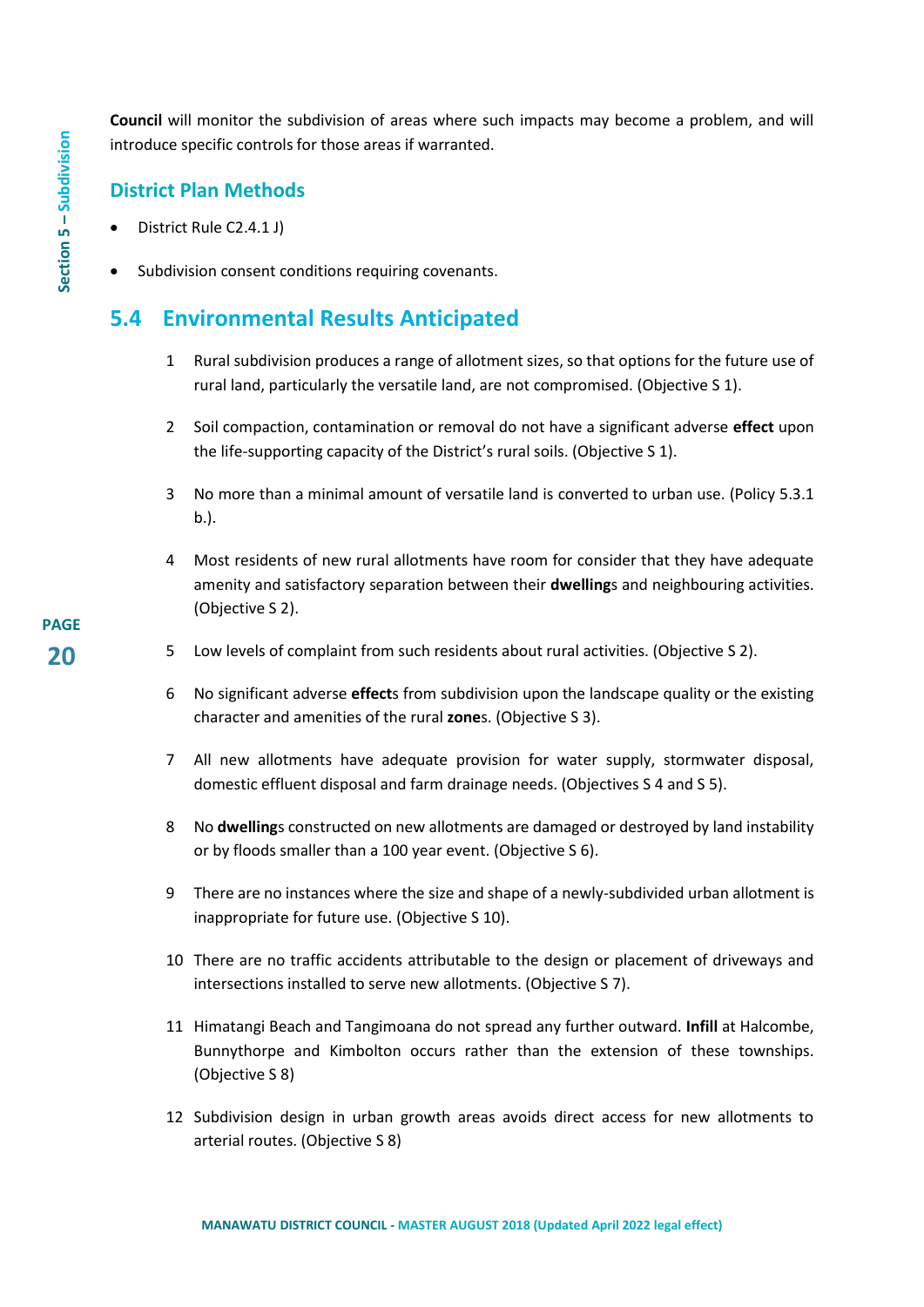**Council** will monitor the subdivision of areas where such impacts may become a problem, and will introduce specific controls for those areas if warranted.

### District Plan Methods

- District Rule C2.4.1 J)
- Subdivision consent conditions requiring covenants.

## 5.4 Environmental Results Anticipated

1. Rural subdivision produces a range of allotment sizes, so that options for the future use of rural land, particularly the versatile land, are not compromised. (Objective S 1).
2. Soil compaction, contamination or removal do not have a significant adverse **effect** upon the life-supporting capacity of the District's rural soils. (Objective S 1).
3. No more than a minimal amount of versatile land is converted to urban use. (Policy 5.3.1 b.).
4. Most residents of new rural allotments have room for consider that they have adequate amenity and satisfactory separation between their **dwelling**s and neighbouring activities. (Objective S 2).
5. Low levels of complaint from such residents about rural activities. (Objective S 2).
6. No significant adverse **effect**s from subdivision upon the landscape quality or the existing character and amenities of the rural **zone**s. (Objective S 3).
7. All new allotments have adequate provision for water supply, stormwater disposal, domestic effluent disposal and farm drainage needs. (Objectives S 4 and S 5).
8. No **dwelling**s constructed on new allotments are damaged or destroyed by land instability or by floods smaller than a 100 year event. (Objective S 6).
9. There are no instances where the size and shape of a newly-subdivided urban allotment is inappropriate for future use. (Objective S 10).
10. There are no traffic accidents attributable to the design or placement of driveways and intersections installed to serve new allotments. (Objective S 7).
11. Himatangi Beach and Tangimoana do not spread any further outward. **Infill** at Halcombe, Bunnythorpe and Kimbolton occurs rather than the extension of these townships. (Objective S 8)
12. Subdivision design in urban growth areas avoids direct access for new allotments to arterial routes. (Objective S 8)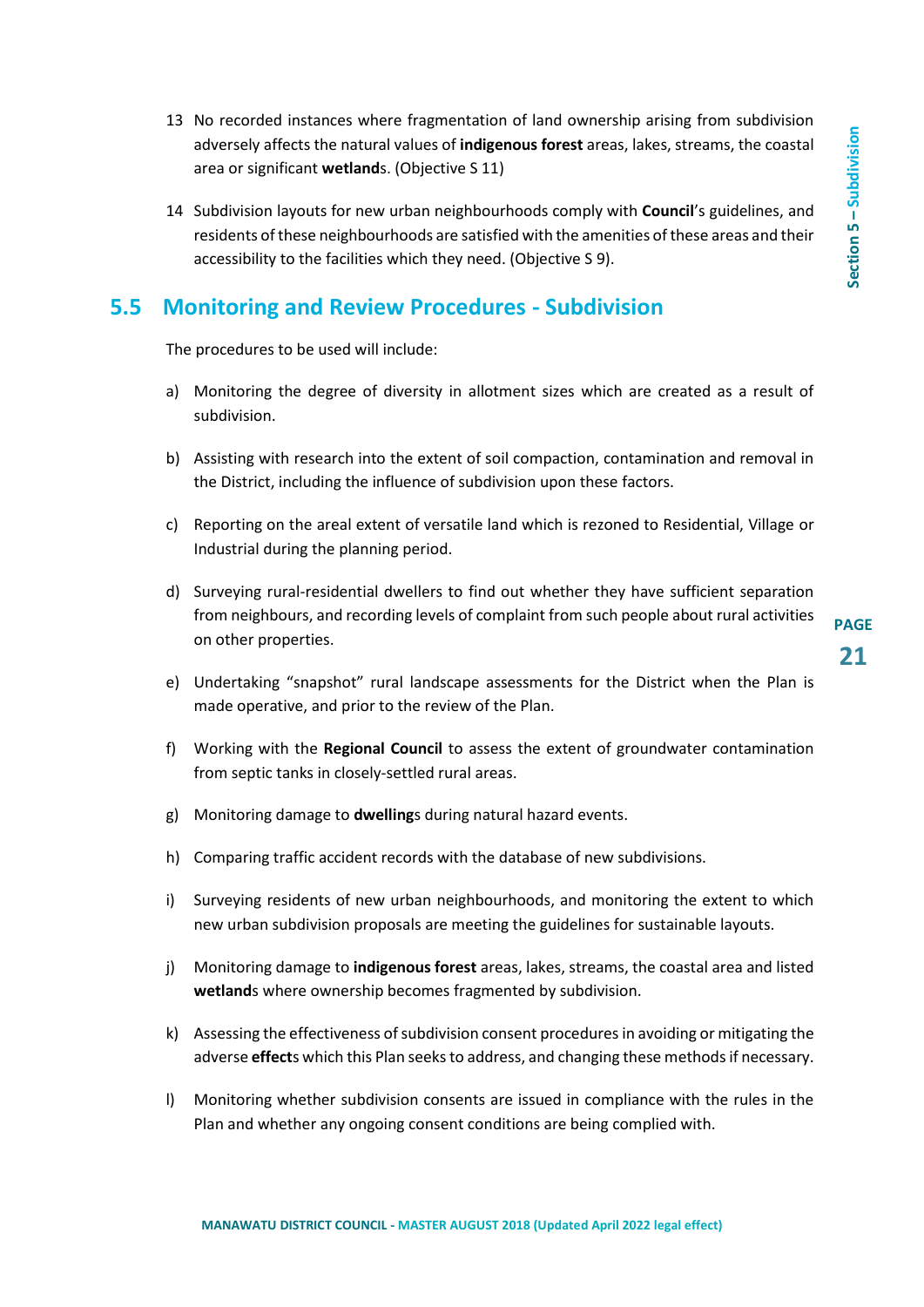13 No recorded instances where fragmentation of land ownership arising from subdivision adversely affects the natural values of **indigenous forest** areas, lakes, streams, the coastal area or significant **wetland**s. (Objective S 11)

14 Subdivision layouts for new urban neighbourhoods comply with **Council**'s guidelines, and residents of these neighbourhoods are satisfied with the amenities of these areas and their accessibility to the facilities which they need. (Objective S 9).

## 5.5 Monitoring and Review Procedures - Subdivision

The procedures to be used will include:

a) Monitoring the degree of diversity in allotment sizes which are created as a result of subdivision.

b) Assisting with research into the extent of soil compaction, contamination and removal in the District, including the influence of subdivision upon these factors.

c) Reporting on the areal extent of versatile land which is rezoned to Residential, Village or Industrial during the planning period.

d) Surveying rural-residential dwellers to find out whether they have sufficient separation from neighbours, and recording levels of complaint from such people about rural activities on other properties.

e) Undertaking "snapshot" rural landscape assessments for the District when the Plan is made operative, and prior to the review of the Plan.

f) Working with the **Regional Council** to assess the extent of groundwater contamination from septic tanks in closely-settled rural areas.

g) Monitoring damage to **dwelling**s during natural hazard events.

h) Comparing traffic accident records with the database of new subdivisions.

i) Surveying residents of new urban neighbourhoods, and monitoring the extent to which new urban subdivision proposals are meeting the guidelines for sustainable layouts.

j) Monitoring damage to **indigenous forest** areas, lakes, streams, the coastal area and listed **wetland**s where ownership becomes fragmented by subdivision.

k) Assessing the effectiveness of subdivision consent procedures in avoiding or mitigating the adverse **effect**s which this Plan seeks to address, and changing these methods if necessary.

l) Monitoring whether subdivision consents are issued in compliance with the rules in the Plan and whether any ongoing consent conditions are being complied with.